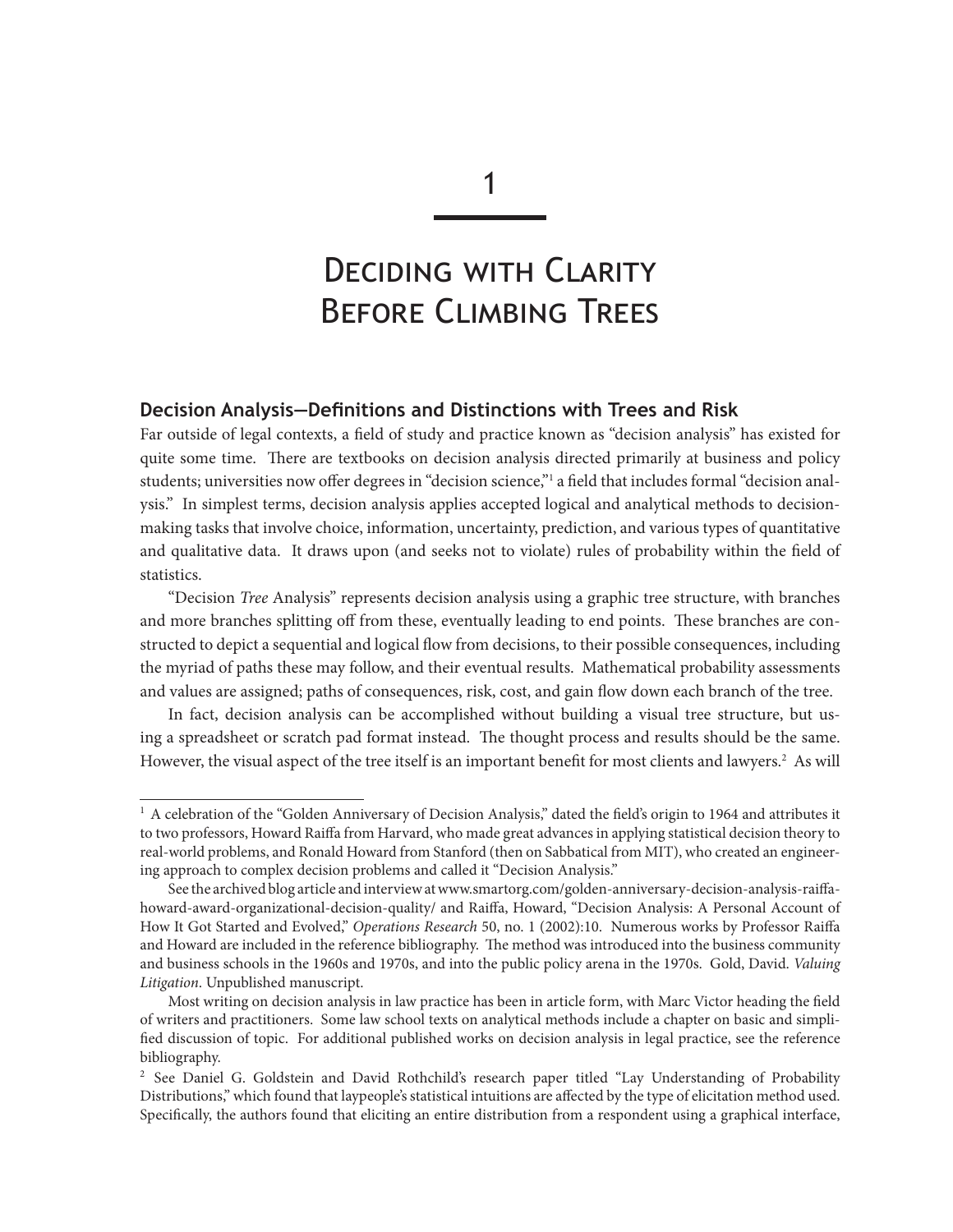# 1

# Deciding with Clarity Before Climbing Trees

## Decision Analysis—Definitions and Distinctions with Trees and Risk

Far outside of legal contexts, a field of study and practice known as "decision analysis" has existed for quite some time. There are textbooks on decision analysis directed primarily at business and policy students; universities now offer degrees in "decision science,"[1] a field that includes formal "decision analysis." In simplest terms, decision analysis applies accepted logical and analytical methods to decision-making tasks that involve choice, information, uncertainty, prediction, and various types of quantitative and qualitative data. It draws upon (and seeks not to violate) rules of probability within the field of statistics.

"Decision *Tree* Analysis" represents decision analysis using a graphic tree structure, with branches and more branches splitting off from these, eventually leading to end points. These branches are constructed to depict a sequential and logical flow from decisions, to their possible consequences, including the myriad of paths these may follow, and their eventual results. Mathematical probability assessments and values are assigned; paths of consequences, risk, cost, and gain flow down each branch of the tree.

In fact, decision analysis can be accomplished without building a visual tree structure, but using a spreadsheet or scratch pad format instead. The thought process and results should be the same. However, the visual aspect of the tree itself is an important benefit for most clients and lawyers.[2] As will

---

[1] A celebration of the "Golden Anniversary of Decision Analysis," dated the field's origin to 1964 and attributes it to two professors, Howard Raiffa from Harvard, who made great advances in applying statistical decision theory to real-world problems, and Ronald Howard from Stanford (then on Sabbatical from MIT), who created an engineering approach to complex decision problems and called it "Decision Analysis."

See the archived blog article and interview at www.smartorg.com/golden-anniversary-decision-analysis-raiffa-howard-award-organizational-decision-quality/ and Raiffa, Howard, "Decision Analysis: A Personal Account of How It Got Started and Evolved," *Operations Research* 50, no. 1 (2002):10. Numerous works by Professor Raiffa and Howard are included in the reference bibliography. The method was introduced into the business community and business schools in the 1960s and 1970s, and into the public policy arena in the 1970s. Gold, David. *Valuing Litigation*. Unpublished manuscript.

Most writing on decision analysis in law practice has been in article form, with Marc Victor heading the field of writers and practitioners. Some law school texts on analytical methods include a chapter on basic and simplified discussion of topic. For additional published works on decision analysis in legal practice, see the reference bibliography.

[2] See Daniel G. Goldstein and David Rothchild's research paper titled "Lay Understanding of Probability Distributions," which found that laypeople's statistical intuitions are affected by the type of elicitation method used. Specifically, the authors found that eliciting an entire distribution from a respondent using a graphical interface,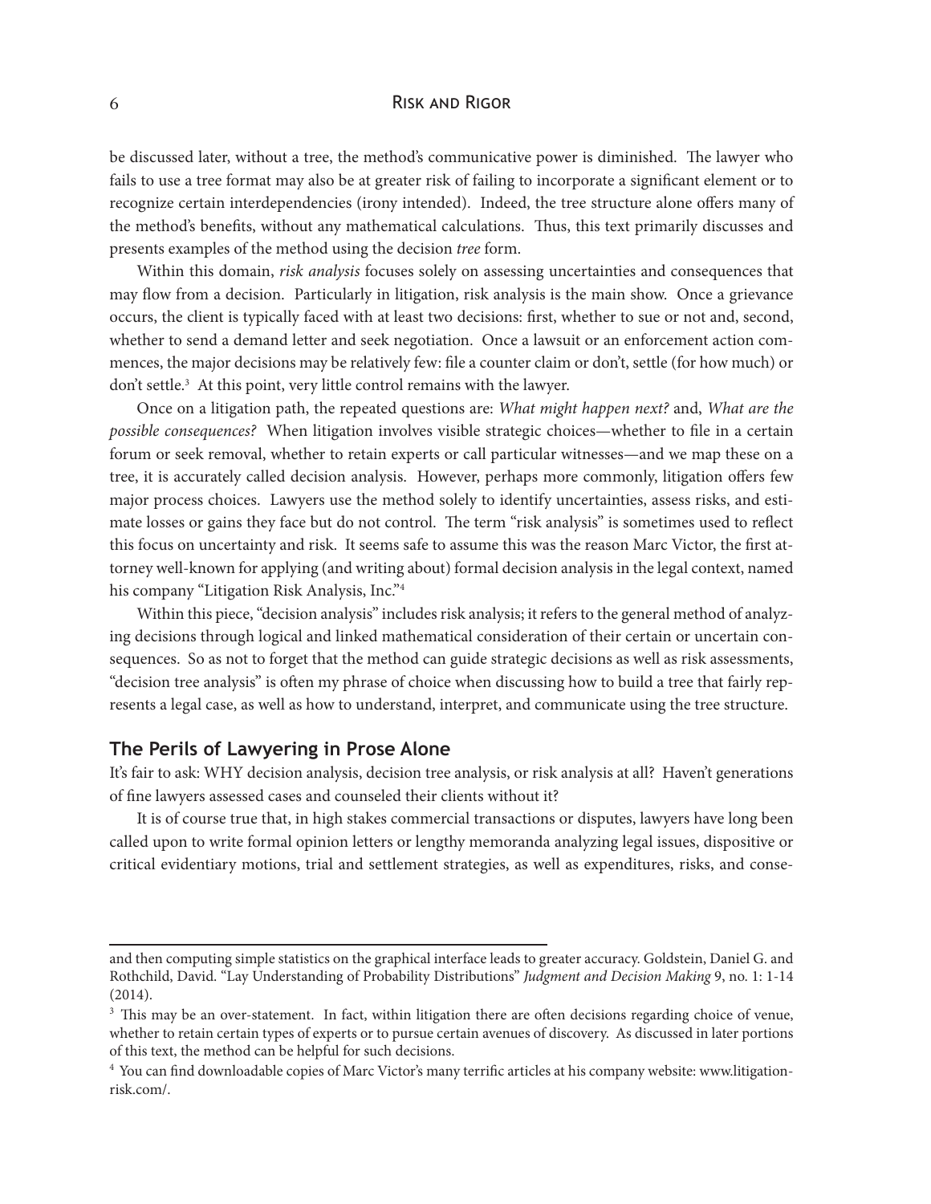be discussed later, without a tree, the method's communicative power is diminished. The lawyer who fails to use a tree format may also be at greater risk of failing to incorporate a significant element or to recognize certain interdependencies (irony intended). Indeed, the tree structure alone offers many of the method's benefits, without any mathematical calculations. Thus, this text primarily discusses and presents examples of the method using the decision *tree* form.

Within this domain, *risk analysis* focuses solely on assessing uncertainties and consequences that may flow from a decision. Particularly in litigation, risk analysis is the main show. Once a grievance occurs, the client is typically faced with at least two decisions: first, whether to sue or not and, second, whether to send a demand letter and seek negotiation. Once a lawsuit or an enforcement action commences, the major decisions may be relatively few: file a counter claim or don't, settle (for how much) or don't settle.[3] At this point, very little control remains with the lawyer.

Once on a litigation path, the repeated questions are: *What might happen next?* and, *What are the possible consequences?* When litigation involves visible strategic choices—whether to file in a certain forum or seek removal, whether to retain experts or call particular witnesses—and we map these on a tree, it is accurately called decision analysis. However, perhaps more commonly, litigation offers few major process choices. Lawyers use the method solely to identify uncertainties, assess risks, and estimate losses or gains they face but do not control. The term "risk analysis" is sometimes used to reflect this focus on uncertainty and risk. It seems safe to assume this was the reason Marc Victor, the first attorney well-known for applying (and writing about) formal decision analysis in the legal context, named his company "Litigation Risk Analysis, Inc."[4]

Within this piece, "decision analysis" includes risk analysis; it refers to the general method of analyzing decisions through logical and linked mathematical consideration of their certain or uncertain consequences. So as not to forget that the method can guide strategic decisions as well as risk assessments, "decision tree analysis" is often my phrase of choice when discussing how to build a tree that fairly represents a legal case, as well as how to understand, interpret, and communicate using the tree structure.

## The Perils of Lawyering in Prose Alone

It's fair to ask: WHY decision analysis, decision tree analysis, or risk analysis at all? Haven't generations of fine lawyers assessed cases and counseled their clients without it?

It is of course true that, in high stakes commercial transactions or disputes, lawyers have long been called upon to write formal opinion letters or lengthy memoranda analyzing legal issues, dispositive or critical evidentiary motions, trial and settlement strategies, as well as expenditures, risks, and conse-

---

and then computing simple statistics on the graphical interface leads to greater accuracy. Goldstein, Daniel G. and Rothchild, David. "Lay Understanding of Probability Distributions" *Judgment and Decision Making* 9, no. 1: 1-14 (2014).

[3] This may be an over-statement. In fact, within litigation there are often decisions regarding choice of venue, whether to retain certain types of experts or to pursue certain avenues of discovery. As discussed in later portions of this text, the method can be helpful for such decisions.

[4] You can find downloadable copies of Marc Victor's many terrific articles at his company website: www.litigationrisk.com/.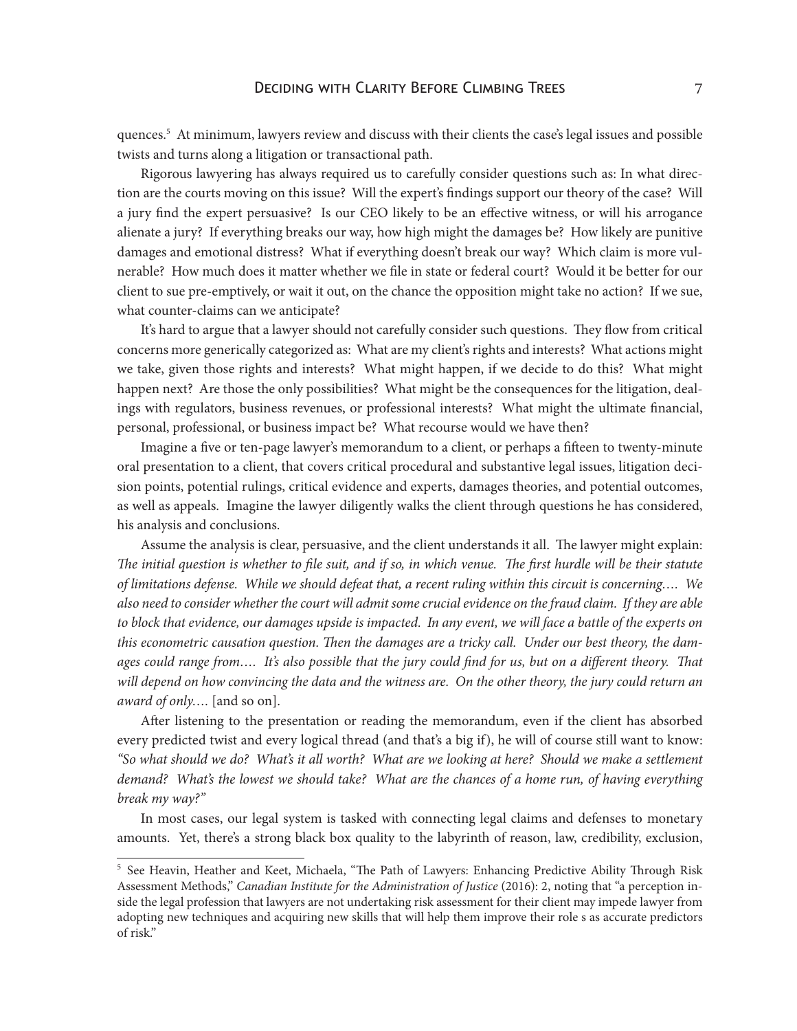quences.[5] At minimum, lawyers review and discuss with their clients the case's legal issues and possible twists and turns along a litigation or transactional path.

Rigorous lawyering has always required us to carefully consider questions such as: In what direction are the courts moving on this issue? Will the expert's findings support our theory of the case? Will a jury find the expert persuasive? Is our CEO likely to be an effective witness, or will his arrogance alienate a jury? If everything breaks our way, how high might the damages be? How likely are punitive damages and emotional distress? What if everything doesn't break our way? Which claim is more vulnerable? How much does it matter whether we file in state or federal court? Would it be better for our client to sue pre-emptively, or wait it out, on the chance the opposition might take no action? If we sue, what counter-claims can we anticipate?

It's hard to argue that a lawyer should not carefully consider such questions. They flow from critical concerns more generically categorized as: What are my client's rights and interests? What actions might we take, given those rights and interests? What might happen, if we decide to do this? What might happen next? Are those the only possibilities? What might be the consequences for the litigation, dealings with regulators, business revenues, or professional interests? What might the ultimate financial, personal, professional, or business impact be? What recourse would we have then?

Imagine a five or ten-page lawyer's memorandum to a client, or perhaps a fifteen to twenty-minute oral presentation to a client, that covers critical procedural and substantive legal issues, litigation decision points, potential rulings, critical evidence and experts, damages theories, and potential outcomes, as well as appeals. Imagine the lawyer diligently walks the client through questions he has considered, his analysis and conclusions.

Assume the analysis is clear, persuasive, and the client understands it all. The lawyer might explain: *The initial question is whether to file suit, and if so, in which venue. The first hurdle will be their statute of limitations defense. While we should defeat that, a recent ruling within this circuit is concerning.... We also need to consider whether the court will admit some crucial evidence on the fraud claim. If they are able to block that evidence, our damages upside is impacted. In any event, we will face a battle of the experts on this econometric causation question. Then the damages are a tricky call. Under our best theory, the damages could range from.... It's also possible that the jury could find for us, but on a different theory. That will depend on how convincing the data and the witness are. On the other theory, the jury could return an award of only....* [and so on].

After listening to the presentation or reading the memorandum, even if the client has absorbed every predicted twist and every logical thread (and that's a big if), he will of course still want to know: *"So what should we do? What's it all worth? What are we looking at here? Should we make a settlement demand? What's the lowest we should take? What are the chances of a home run, of having everything break my way?"*

In most cases, our legal system is tasked with connecting legal claims and defenses to monetary amounts. Yet, there's a strong black box quality to the labyrinth of reason, law, credibility, exclusion,

---

[5] See Heavin, Heather and Keet, Michaela, "The Path of Lawyers: Enhancing Predictive Ability Through Risk Assessment Methods," *Canadian Institute for the Administration of Justice* (2016): 2, noting that "a perception inside the legal profession that lawyers are not undertaking risk assessment for their client may impede lawyer from adopting new techniques and acquiring new skills that will help them improve their role s as accurate predictors of risk."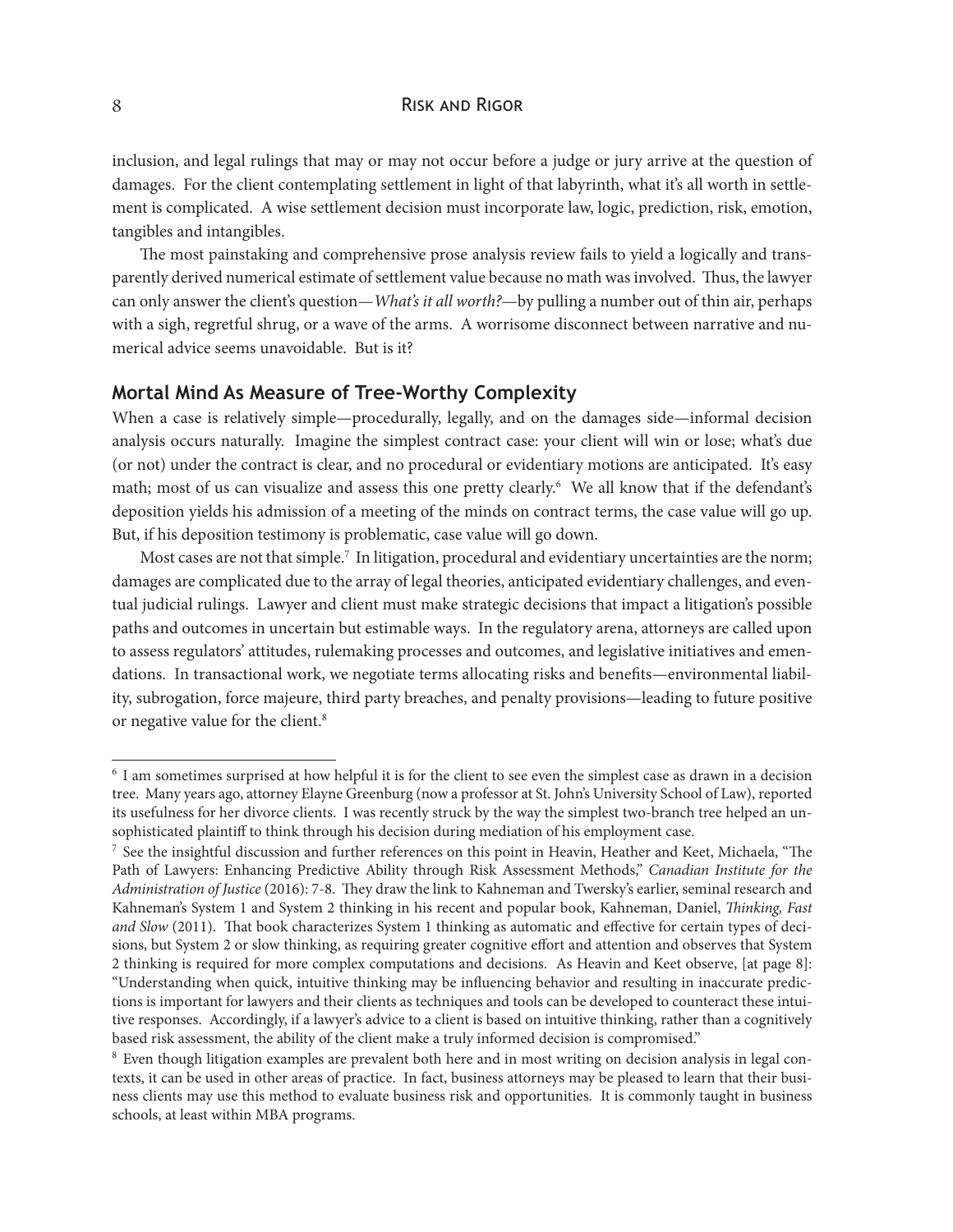inclusion, and legal rulings that may or may not occur before a judge or jury arrive at the question of damages. For the client contemplating settlement in light of that labyrinth, what it's all worth in settlement is complicated. A wise settlement decision must incorporate law, logic, prediction, risk, emotion, tangibles and intangibles.

The most painstaking and comprehensive prose analysis review fails to yield a logically and transparently derived numerical estimate of settlement value because no math was involved. Thus, the lawyer can only answer the client's question—*What's it all worth?*—by pulling a number out of thin air, perhaps with a sigh, regretful shrug, or a wave of the arms. A worrisome disconnect between narrative and numerical advice seems unavoidable. But is it?

## Mortal Mind As Measure of Tree-Worthy Complexity

When a case is relatively simple—procedurally, legally, and on the damages side—informal decision analysis occurs naturally. Imagine the simplest contract case: your client will win or lose; what's due (or not) under the contract is clear, and no procedural or evidentiary motions are anticipated. It's easy math; most of us can visualize and assess this one pretty clearly.[6] We all know that if the defendant's deposition yields his admission of a meeting of the minds on contract terms, the case value will go up. But, if his deposition testimony is problematic, case value will go down.

Most cases are not that simple.[7] In litigation, procedural and evidentiary uncertainties are the norm; damages are complicated due to the array of legal theories, anticipated evidentiary challenges, and eventual judicial rulings. Lawyer and client must make strategic decisions that impact a litigation's possible paths and outcomes in uncertain but estimable ways. In the regulatory arena, attorneys are called upon to assess regulators' attitudes, rulemaking processes and outcomes, and legislative initiatives and emendations. In transactional work, we negotiate terms allocating risks and benefits—environmental liability, subrogation, force majeure, third party breaches, and penalty provisions—leading to future positive or negative value for the client.[8]

---

[6] I am sometimes surprised at how helpful it is for the client to see even the simplest case as drawn in a decision tree. Many years ago, attorney Elayne Greenburg (now a professor at St. John's University School of Law), reported its usefulness for her divorce clients. I was recently struck by the way the simplest two-branch tree helped an unsophisticated plaintiff to think through his decision during mediation of his employment case.

[7] See the insightful discussion and further references on this point in Heavin, Heather and Keet, Michaela, "The Path of Lawyers: Enhancing Predictive Ability through Risk Assessment Methods," *Canadian Institute for the Administration of Justice* (2016): 7-8. They draw the link to Kahneman and Twersky's earlier, seminal research and Kahneman's System 1 and System 2 thinking in his recent and popular book, Kahneman, Daniel, *Thinking, Fast and Slow* (2011). That book characterizes System 1 thinking as automatic and effective for certain types of decisions, but System 2 or slow thinking, as requiring greater cognitive effort and attention and observes that System 2 thinking is required for more complex computations and decisions. As Heavin and Keet observe, [at page 8]: "Understanding when quick, intuitive thinking may be influencing behavior and resulting in inaccurate predictions is important for lawyers and their clients as techniques and tools can be developed to counteract these intuitive responses. Accordingly, if a lawyer's advice to a client is based on intuitive thinking, rather than a cognitively based risk assessment, the ability of the client make a truly informed decision is compromised."

[8] Even though litigation examples are prevalent both here and in most writing on decision analysis in legal contexts, it can be used in other areas of practice. In fact, business attorneys may be pleased to learn that their business clients may use this method to evaluate business risk and opportunities. It is commonly taught in business schools, at least within MBA programs.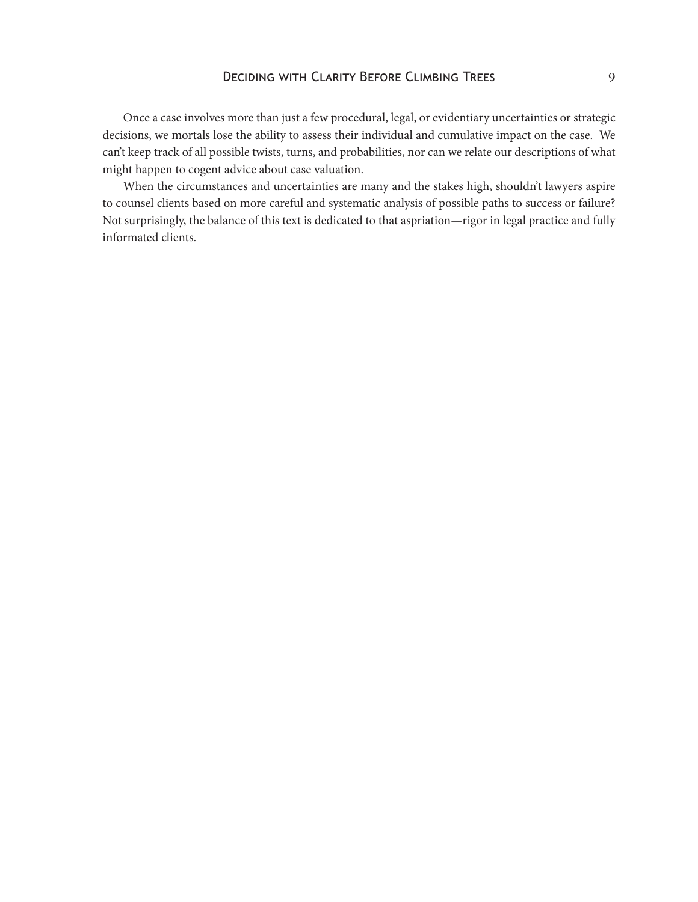Once a case involves more than just a few procedural, legal, or evidentiary uncertainties or strategic decisions, we mortals lose the ability to assess their individual and cumulative impact on the case. We can't keep track of all possible twists, turns, and probabilities, nor can we relate our descriptions of what might happen to cogent advice about case valuation.

When the circumstances and uncertainties are many and the stakes high, shouldn't lawyers aspire to counsel clients based on more careful and systematic analysis of possible paths to success or failure? Not surprisingly, the balance of this text is dedicated to that aspriation—rigor in legal practice and fully informated clients.